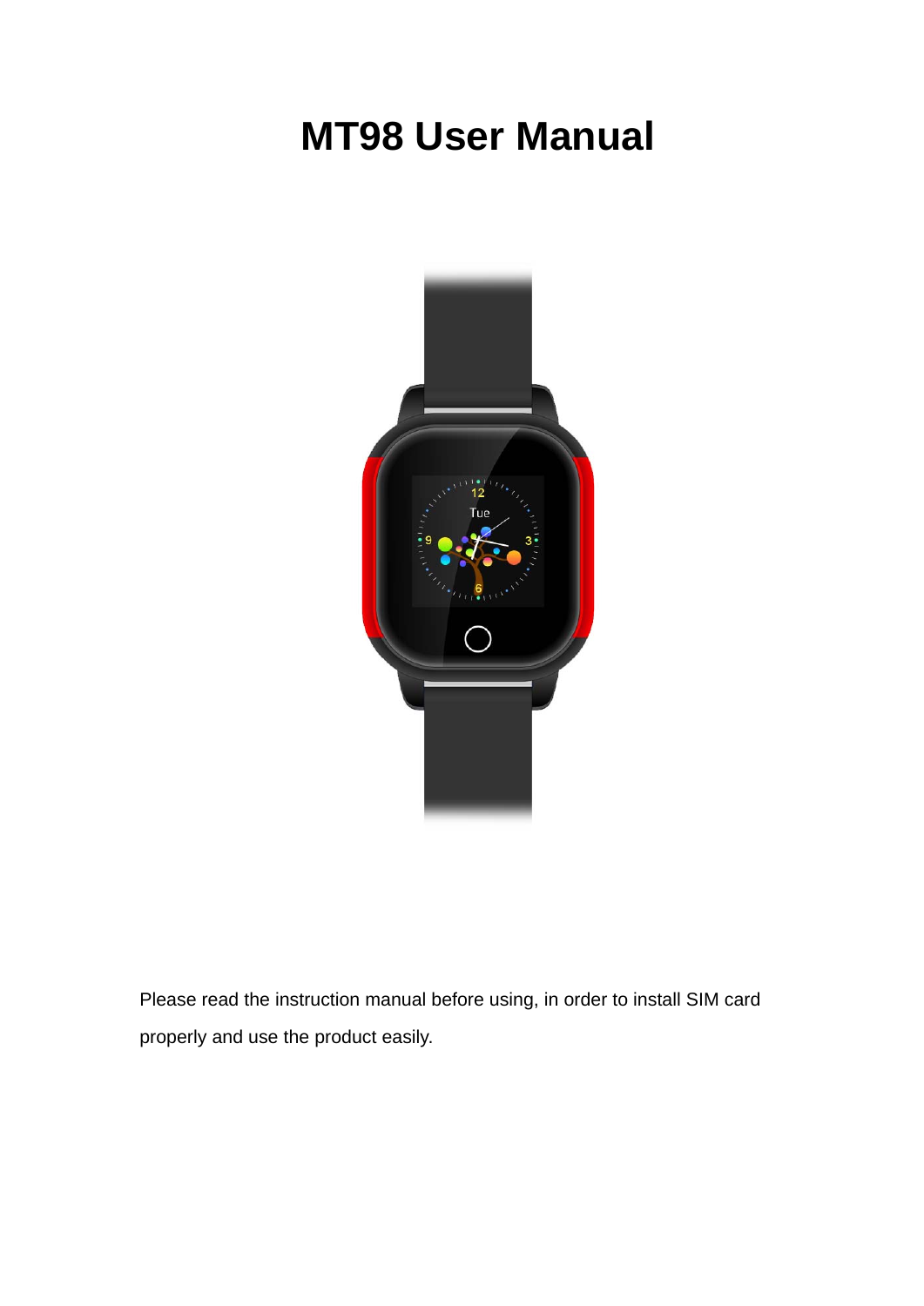# MT98 User Manual

Please read the instruction manual before using, in order to install SIM card properly and use the product easily.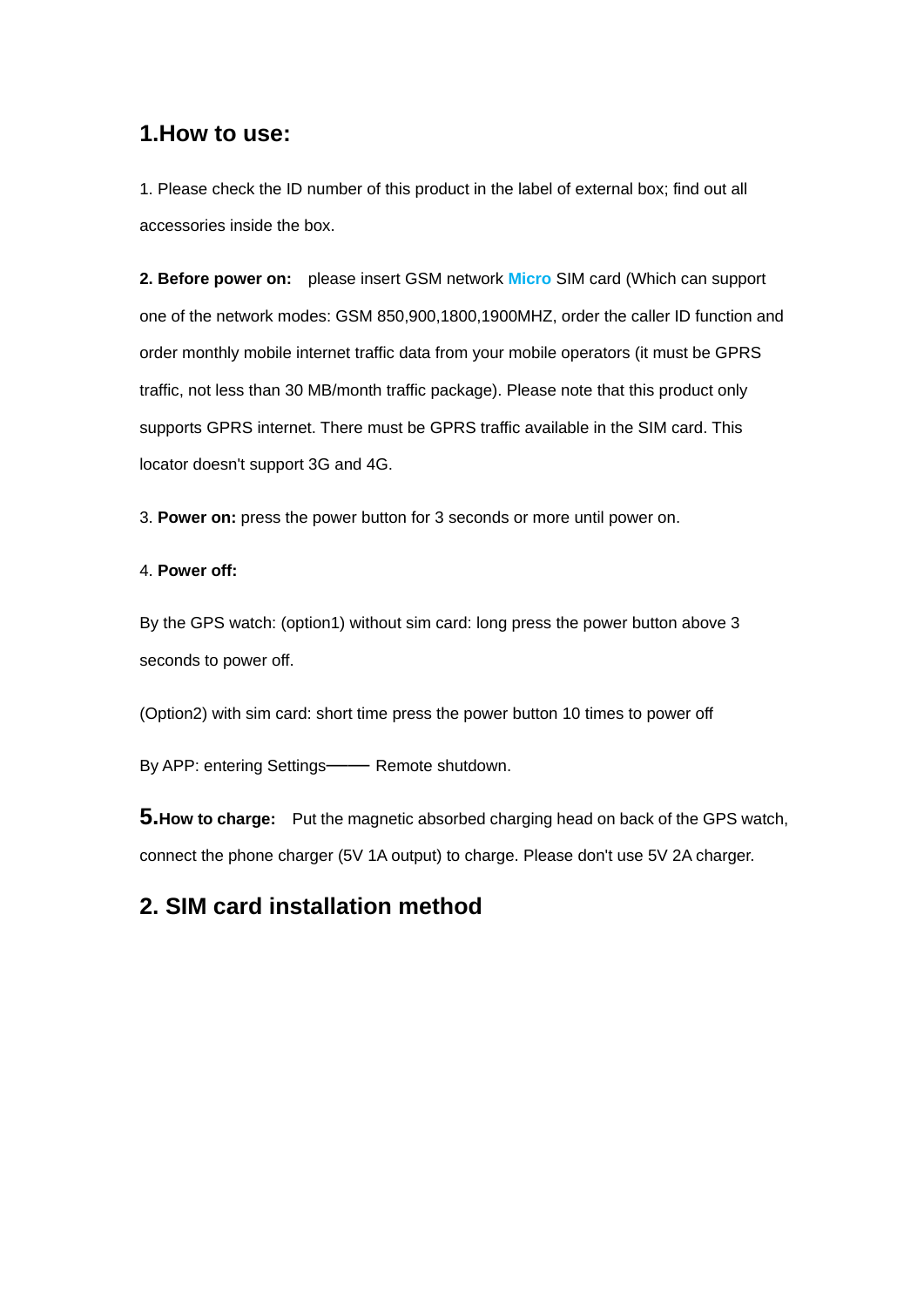## 1.How to use:

1. Please check the ID number of this product in the label of external box; find out all accessories inside the box.

**2. Before power on:** please insert GSM network **Micro** SIM card (Which can support one of the network modes: GSM 850,900,1800,1900MHZ, order the caller ID function and order monthly mobile internet traffic data from your mobile operators (it must be GPRS traffic, not less than 30 MB/month traffic package). Please note that this product only supports GPRS internet. There must be GPRS traffic available in the SIM card. This locator doesn't support 3G and 4G.

3. **Power on:** press the power button for 3 seconds or more until power on.

4. **Power off:**

By the GPS watch: (option1) without sim card: long press the power button above 3 seconds to power off.

(Option2) with sim card: short time press the power button 10 times to power off

By APP: entering Settings—— Remote shutdown.

**5.How to charge:** Put the magnetic absorbed charging head on back of the GPS watch, connect the phone charger (5V 1A output) to charge. Please don't use 5V 2A charger.

## 2. SIM card installation method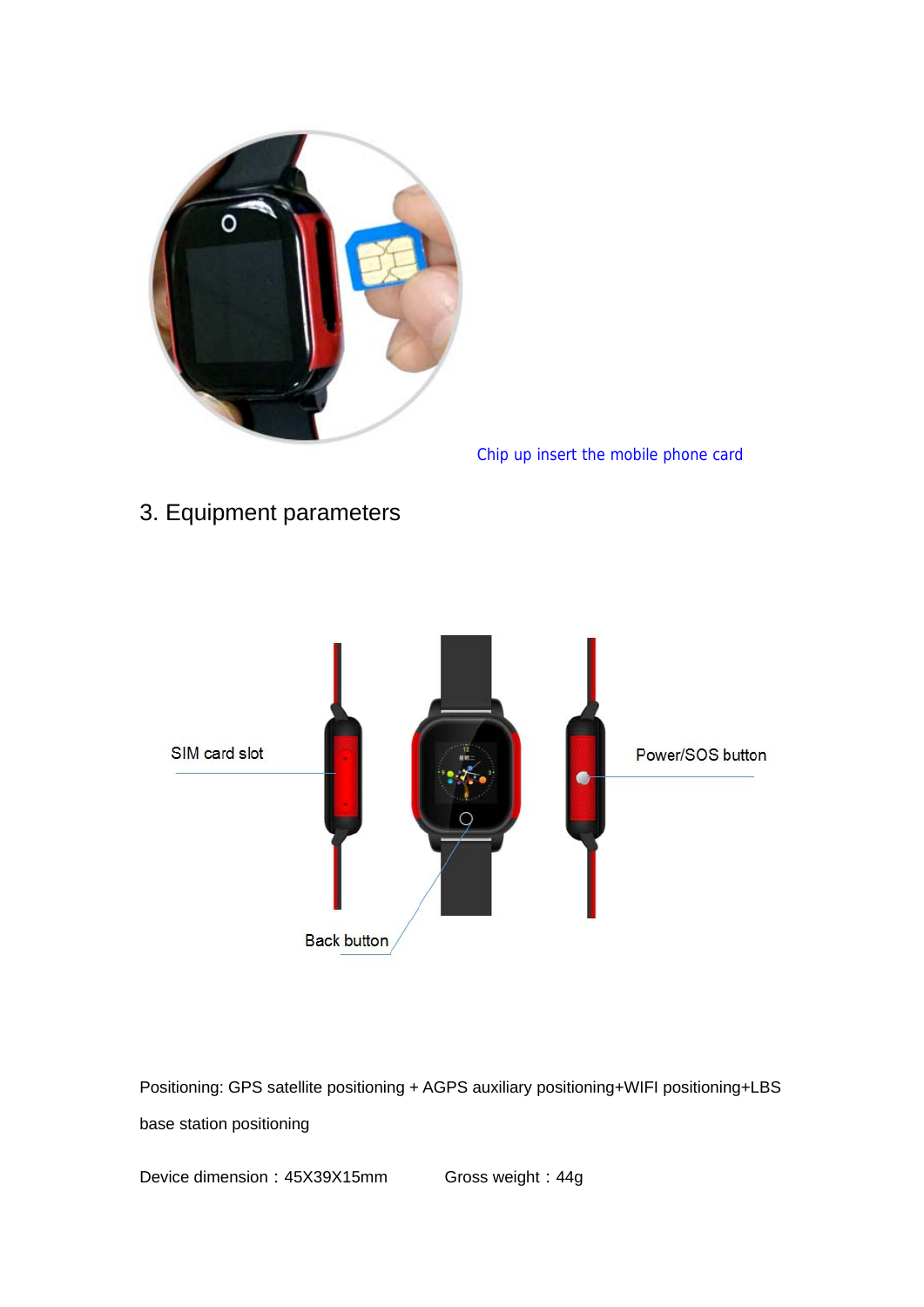Chip up insert the mobile phone card

## 3. Equipment parameters

SIM card slot

Power/SOS button

Back button

Positioning: GPS satellite positioning + AGPS auxiliary positioning+WIFI positioning+LBS base station positioning

Device dimension：45X39X15mm Gross weight：44g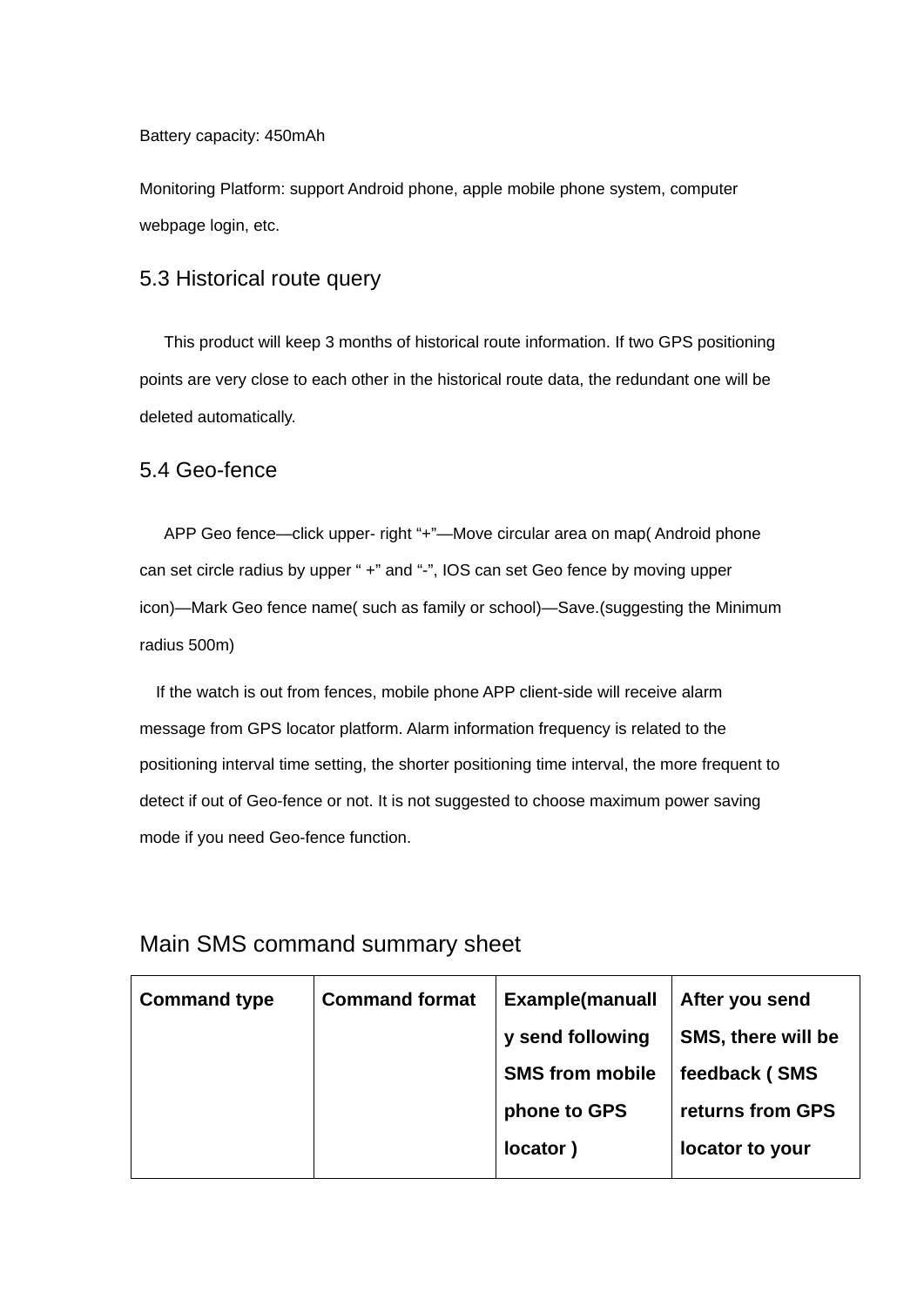Battery capacity: 450mAh

Monitoring Platform: support Android phone, apple mobile phone system, computer webpage login, etc.

## 5.3 Historical route query

This product will keep 3 months of historical route information. If two GPS positioning points are very close to each other in the historical route data, the redundant one will be deleted automatically.

## 5.4 Geo-fence

APP Geo fence—click upper- right "+"—Move circular area on map( Android phone can set circle radius by upper " +" and "-", IOS can set Geo fence by moving upper icon)—Mark Geo fence name( such as family or school)—Save.(suggesting the Minimum radius 500m)

If the watch is out from fences, mobile phone APP client-side will receive alarm message from GPS locator platform. Alarm information frequency is related to the positioning interval time setting, the shorter positioning time interval, the more frequent to detect if out of Geo-fence or not. It is not suggested to choose maximum power saving mode if you need Geo-fence function.

## Main SMS command summary sheet

| **Command type** | **Command format** | **Example(manually send following SMS from mobile phone to GPS locator )** | **After you send SMS, there will be feedback ( SMS returns from GPS locator to your** |
|---|---|---|---|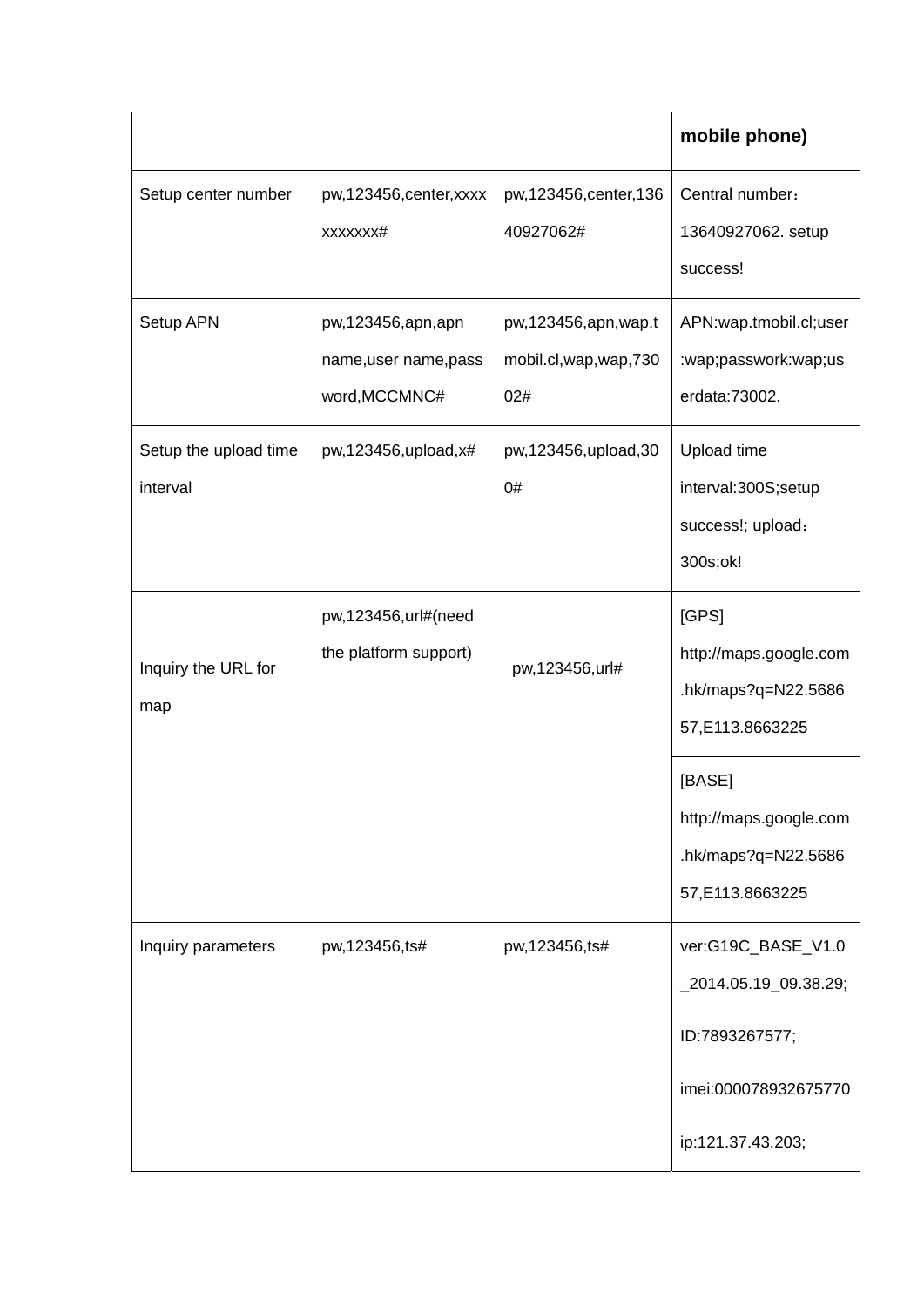| | | | **mobile phone)** |
|---|---|---|---|
| Setup center number | pw,123456,center,xxxxxxxxxxx# | pw,123456,center,13640927062# | Central number：13640927062. setup success! |
| Setup APN | pw,123456,apn,apn name,user name,password,MCCMNC# | pw,123456,apn,wap.tmobil.cl,wap,wap,73002# | APN:wap.tmobil.cl;user:wap;passwork:wap;userdata:73002. |
| Setup the upload time interval | pw,123456,upload,x# | pw,123456,upload,300# | Upload time interval:300S;setup success!; upload：300s;ok! |
| Inquiry the URL for map | pw,123456,url#(need the platform support) | pw,123456,url# | [GPS] http://maps.google.com.hk/maps?q=N22.568657,E113.8663225 |
| | | | [BASE] http://maps.google.com.hk/maps?q=N22.568657,E113.8663225 |
| Inquiry parameters | pw,123456,ts# | pw,123456,ts# | ver:G19C_BASE_V1.0_2014.05.19_09.38.29; ID:7893267577; imei:000078932675770 ip:121.37.43.203; |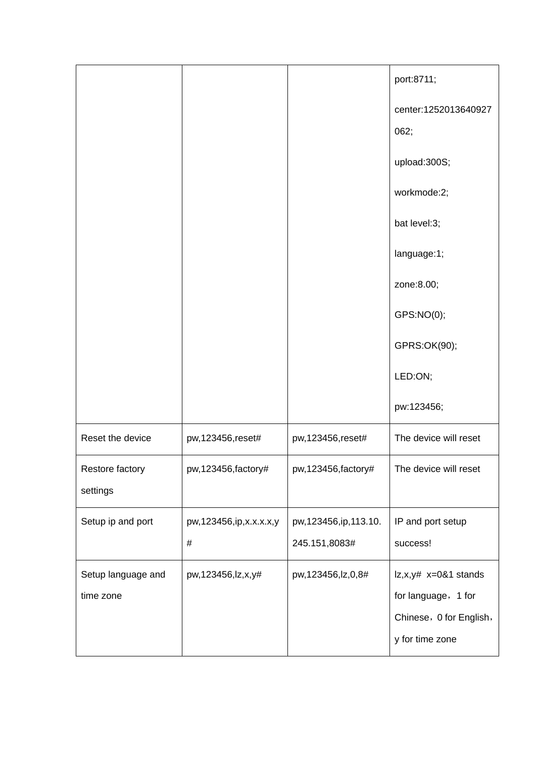| | | | |
|---|---|---|---|
| | | | port:8711;<br>center:1252013640927062;<br>upload:300S;<br>workmode:2;<br>bat level:3;<br>language:1;<br>zone:8.00;<br>GPS:NO(0);<br>GPRS:OK(90);<br>LED:ON;<br>pw:123456; |
| Reset the device | pw,123456,reset# | pw,123456,reset# | The device will reset |
| Restore factory settings | pw,123456,factory# | pw,123456,factory# | The device will reset |
| Setup ip and port | pw,123456,ip,x.x.x.x,y# | pw,123456,ip,113.10.245.151,8083# | IP and port setup success! |
| Setup language and time zone | pw,123456,lz,x,y# | pw,123456,lz,0,8# | lz,x,y# x=0&1 stands for language，1 for Chinese，0 for English，y for time zone |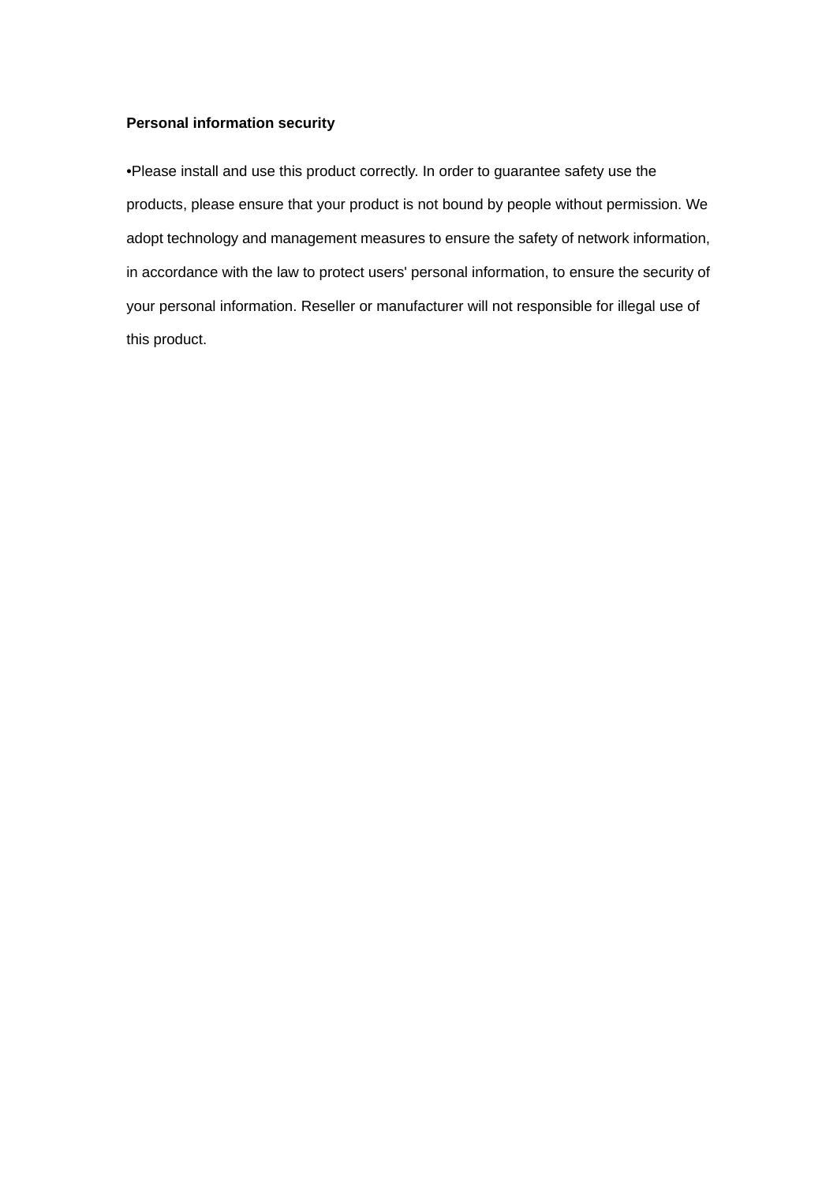**Personal information security**

•Please install and use this product correctly. In order to guarantee safety use the products, please ensure that your product is not bound by people without permission. We adopt technology and management measures to ensure the safety of network information, in accordance with the law to protect users' personal information, to ensure the security of your personal information. Reseller or manufacturer will not responsible for illegal use of this product.